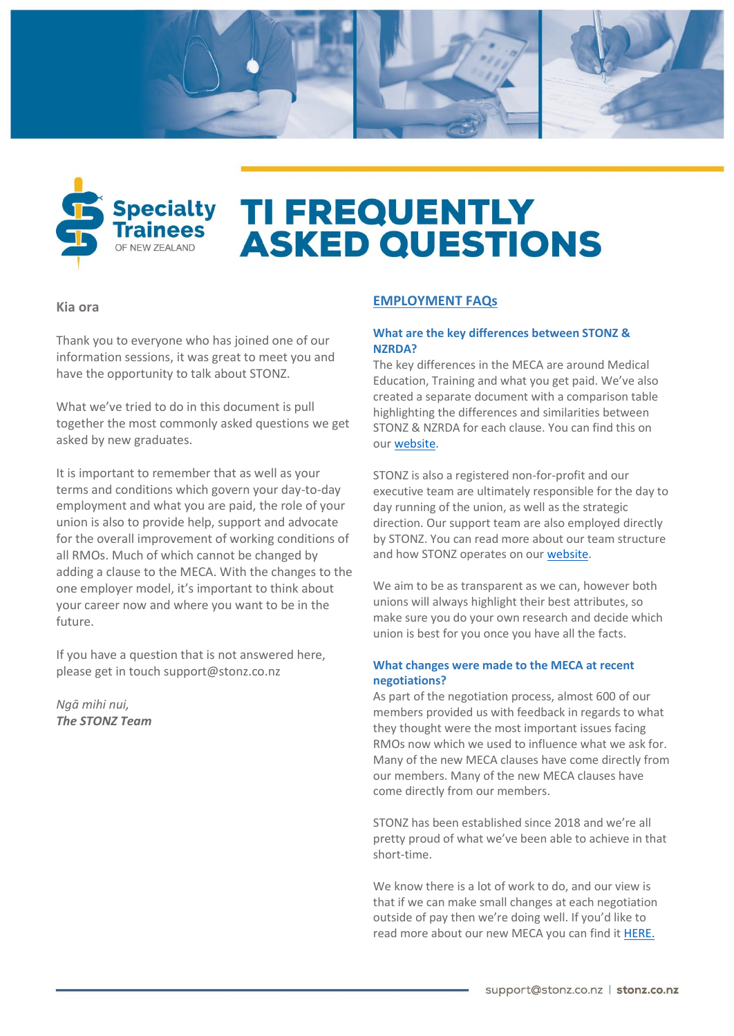Specialty Trainees OF NEW ZEALAND

# TI FREQUENTLY ASKED QUESTIONS

**Kia ora**

Thank you to everyone who has joined one of our information sessions, it was great to meet you and have the opportunity to talk about STONZ.

What we've tried to do in this document is pull together the most commonly asked questions we get asked by new graduates.

It is important to remember that as well as your terms and conditions which govern your day-to-day employment and what you are paid, the role of your union is also to provide help, support and advocate for the overall improvement of working conditions of all RMOs. Much of which cannot be changed by adding a clause to the MECA. With the changes to the one employer model, it's important to think about your career now and where you want to be in the future.

If you have a question that is not answered here, please get in touch support@stonz.co.nz

*Ngā mihi nui,*
***The STONZ Team***

## EMPLOYMENT FAQs

### What are the key differences between STONZ & NZRDA?

The key differences in the MECA are around Medical Education, Training and what you get paid. We've also created a separate document with a comparison table highlighting the differences and similarities between STONZ & NZRDA for each clause. You can find this on our website.

STONZ is also a registered non-for-profit and our executive team are ultimately responsible for the day to day running of the union, as well as the strategic direction. Our support team are also employed directly by STONZ. You can read more about our team structure and how STONZ operates on our website.

We aim to be as transparent as we can, however both unions will always highlight their best attributes, so make sure you do your own research and decide which union is best for you once you have all the facts.

### What changes were made to the MECA at recent negotiations?

As part of the negotiation process, almost 600 of our members provided us with feedback in regards to what they thought were the most important issues facing RMOs now which we used to influence what we ask for. Many of the new MECA clauses have come directly from our members. Many of the new MECA clauses have come directly from our members.

STONZ has been established since 2018 and we're all pretty proud of what we've been able to achieve in that short-time.

We know there is a lot of work to do, and our view is that if we can make small changes at each negotiation outside of pay then we're doing well. If you'd like to read more about our new MECA you can find it HERE.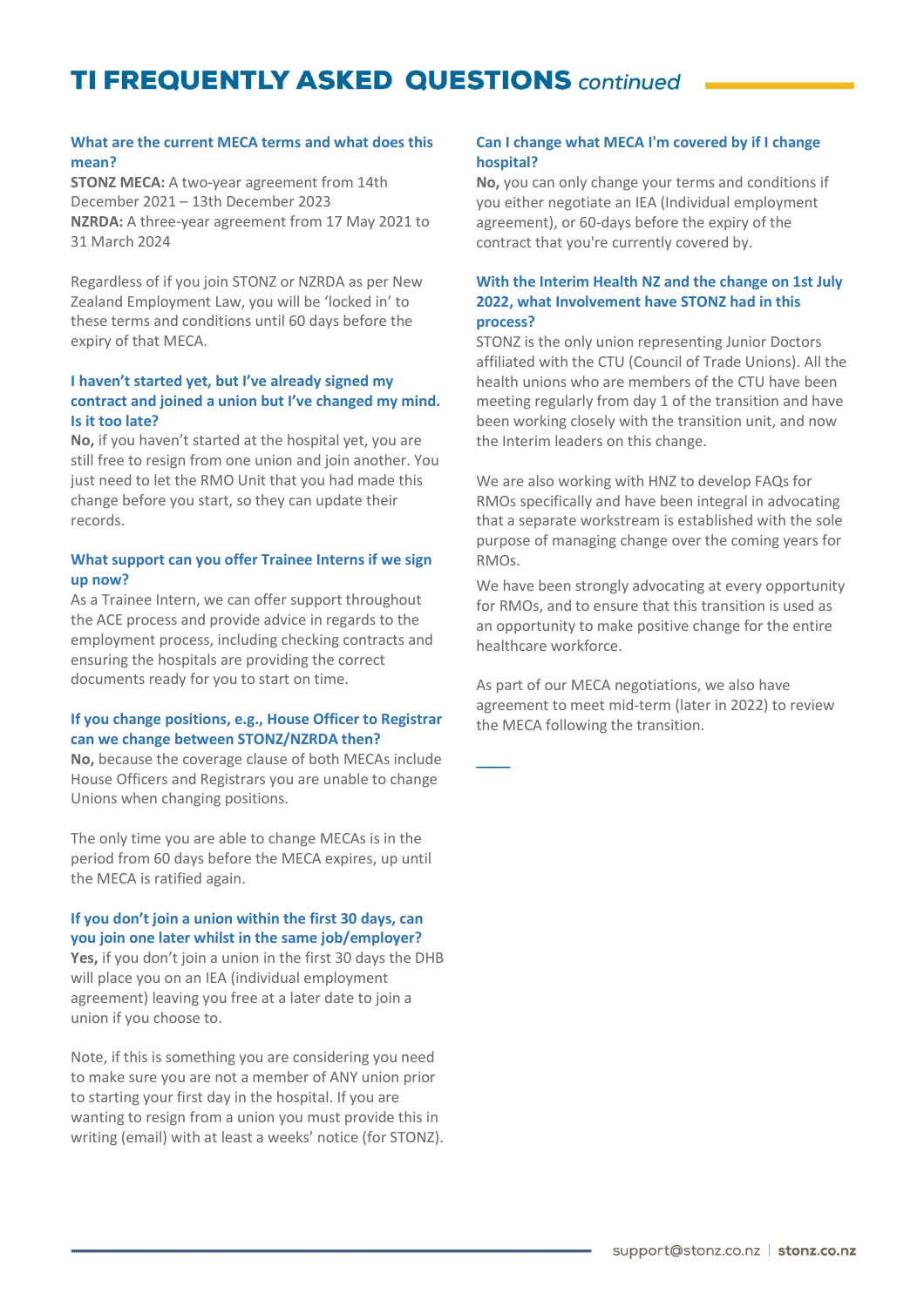# TI FREQUENTLY ASKED QUESTIONS *continued*

### What are the current MECA terms and what does this mean?

**STONZ MECA:** A two-year agreement from 14th December 2021 – 13th December 2023
**NZRDA:** A three-year agreement from 17 May 2021 to 31 March 2024

Regardless of if you join STONZ or NZRDA as per New Zealand Employment Law, you will be 'locked in' to these terms and conditions until 60 days before the expiry of that MECA.

### I haven't started yet, but I've already signed my contract and joined a union but I've changed my mind. Is it too late?

**No,** if you haven't started at the hospital yet, you are still free to resign from one union and join another. You just need to let the RMO Unit that you had made this change before you start, so they can update their records.

### What support can you offer Trainee Interns if we sign up now?

As a Trainee Intern, we can offer support throughout the ACE process and provide advice in regards to the employment process, including checking contracts and ensuring the hospitals are providing the correct documents ready for you to start on time.

### If you change positions, e.g., House Officer to Registrar can we change between STONZ/NZRDA then?

**No,** because the coverage clause of both MECAs include House Officers and Registrars you are unable to change Unions when changing positions.

The only time you are able to change MECAs is in the period from 60 days before the MECA expires, up until the MECA is ratified again.

### If you don't join a union within the first 30 days, can you join one later whilst in the same job/employer?

**Yes,** if you don't join a union in the first 30 days the DHB will place you on an IEA (individual employment agreement) leaving you free at a later date to join a union if you choose to.

Note, if this is something you are considering you need to make sure you are not a member of ANY union prior to starting your first day in the hospital. If you are wanting to resign from a union you must provide this in writing (email) with at least a weeks' notice (for STONZ).

### Can I change what MECA I'm covered by if I change hospital?

**No,** you can only change your terms and conditions if you either negotiate an IEA (Individual employment agreement), or 60-days before the expiry of the contract that you're currently covered by.

### With the Interim Health NZ and the change on 1st July 2022, what Involvement have STONZ had in this process?

STONZ is the only union representing Junior Doctors affiliated with the CTU (Council of Trade Unions). All the health unions who are members of the CTU have been meeting regularly from day 1 of the transition and have been working closely with the transition unit, and now the Interim leaders on this change.

We are also working with HNZ to develop FAQs for RMOs specifically and have been integral in advocating that a separate workstream is established with the sole purpose of managing change over the coming years for RMOs.

We have been strongly advocating at every opportunity for RMOs, and to ensure that this transition is used as an opportunity to make positive change for the entire healthcare workforce.

As part of our MECA negotiations, we also have agreement to meet mid-term (later in 2022) to review the MECA following the transition.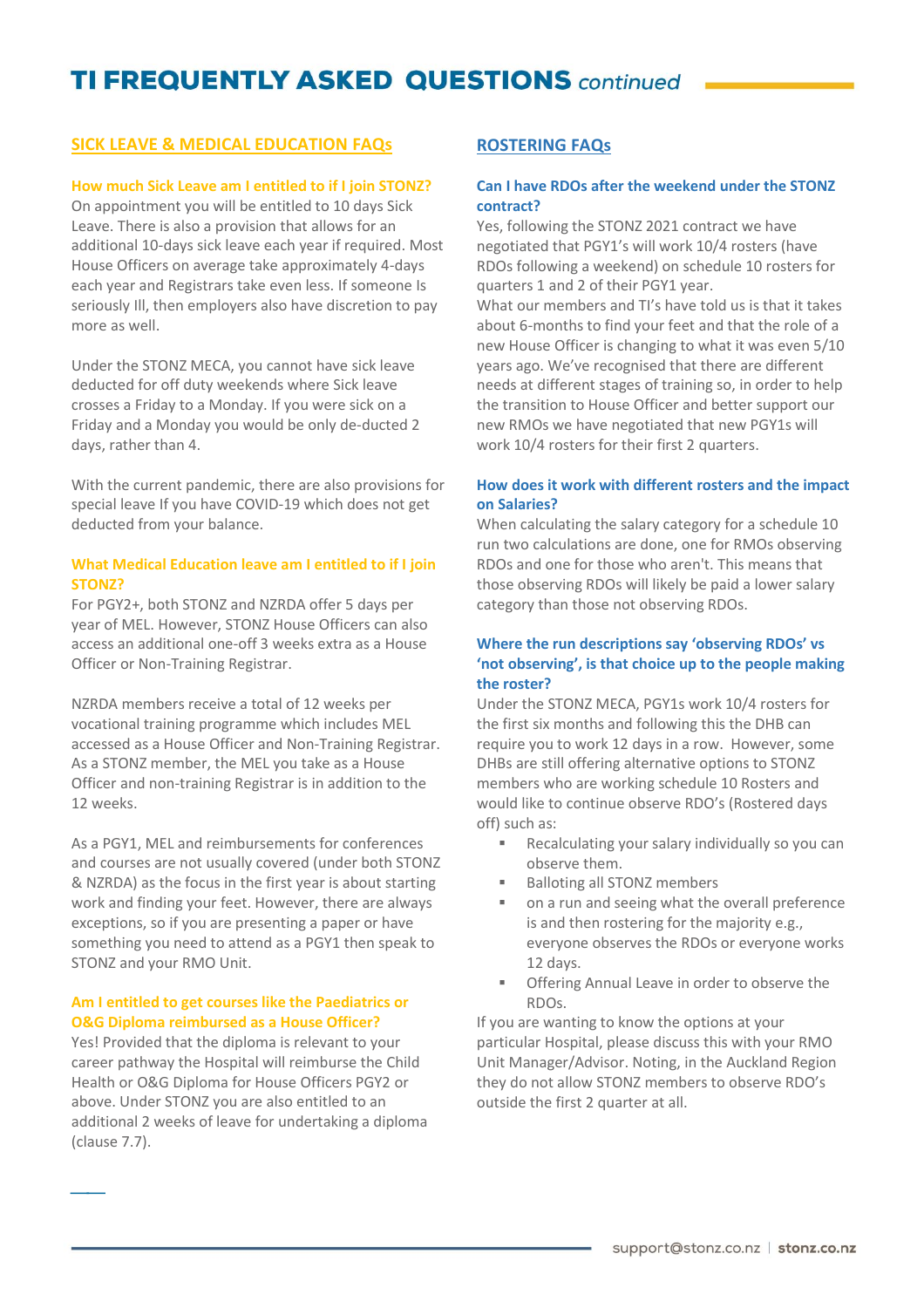# TI FREQUENTLY ASKED QUESTIONS *continued*

## SICK LEAVE & MEDICAL EDUCATION FAQs

### How much Sick Leave am I entitled to if I join STONZ?

On appointment you will be entitled to 10 days Sick Leave. There is also a provision that allows for an additional 10-days sick leave each year if required. Most House Officers on average take approximately 4-days each year and Registrars take even less. If someone Is seriously Ill, then employers also have discretion to pay more as well.

Under the STONZ MECA, you cannot have sick leave deducted for off duty weekends where Sick leave crosses a Friday to a Monday. If you were sick on a Friday and a Monday you would be only de-ducted 2 days, rather than 4.

With the current pandemic, there are also provisions for special leave If you have COVID-19 which does not get deducted from your balance.

### What Medical Education leave am I entitled to if I join STONZ?

For PGY2+, both STONZ and NZRDA offer 5 days per year of MEL. However, STONZ House Officers can also access an additional one-off 3 weeks extra as a House Officer or Non-Training Registrar.

NZRDA members receive a total of 12 weeks per vocational training programme which includes MEL accessed as a House Officer and Non-Training Registrar. As a STONZ member, the MEL you take as a House Officer and non-training Registrar is in addition to the 12 weeks.

As a PGY1, MEL and reimbursements for conferences and courses are not usually covered (under both STONZ & NZRDA) as the focus in the first year is about starting work and finding your feet. However, there are always exceptions, so if you are presenting a paper or have something you need to attend as a PGY1 then speak to STONZ and your RMO Unit.

### Am I entitled to get courses like the Paediatrics or O&G Diploma reimbursed as a House Officer?

Yes! Provided that the diploma is relevant to your career pathway the Hospital will reimburse the Child Health or O&G Diploma for House Officers PGY2 or above. Under STONZ you are also entitled to an additional 2 weeks of leave for undertaking a diploma (clause 7.7).

## ROSTERING FAQs

### Can I have RDOs after the weekend under the STONZ contract?

Yes, following the STONZ 2021 contract we have negotiated that PGY1's will work 10/4 rosters (have RDOs following a weekend) on schedule 10 rosters for quarters 1 and 2 of their PGY1 year.

What our members and TI's have told us is that it takes about 6-months to find your feet and that the role of a new House Officer is changing to what it was even 5/10 years ago. We've recognised that there are different needs at different stages of training so, in order to help the transition to House Officer and better support our new RMOs we have negotiated that new PGY1s will work 10/4 rosters for their first 2 quarters.

### How does it work with different rosters and the impact on Salaries?

When calculating the salary category for a schedule 10 run two calculations are done, one for RMOs observing RDOs and one for those who aren't. This means that those observing RDOs will likely be paid a lower salary category than those not observing RDOs.

### Where the run descriptions say 'observing RDOs' vs 'not observing', is that choice up to the people making the roster?

Under the STONZ MECA, PGY1s work 10/4 rosters for the first six months and following this the DHB can require you to work 12 days in a row. However, some DHBs are still offering alternative options to STONZ members who are working schedule 10 Rosters and would like to continue observe RDO's (Rostered days off) such as:

- Recalculating your salary individually so you can observe them.
- Balloting all STONZ members
- on a run and seeing what the overall preference is and then rostering for the majority e.g., everyone observes the RDOs or everyone works 12 days.
- Offering Annual Leave in order to observe the RDOs.

If you are wanting to know the options at your particular Hospital, please discuss this with your RMO Unit Manager/Advisor. Noting, in the Auckland Region they do not allow STONZ members to observe RDO's outside the first 2 quarter at all.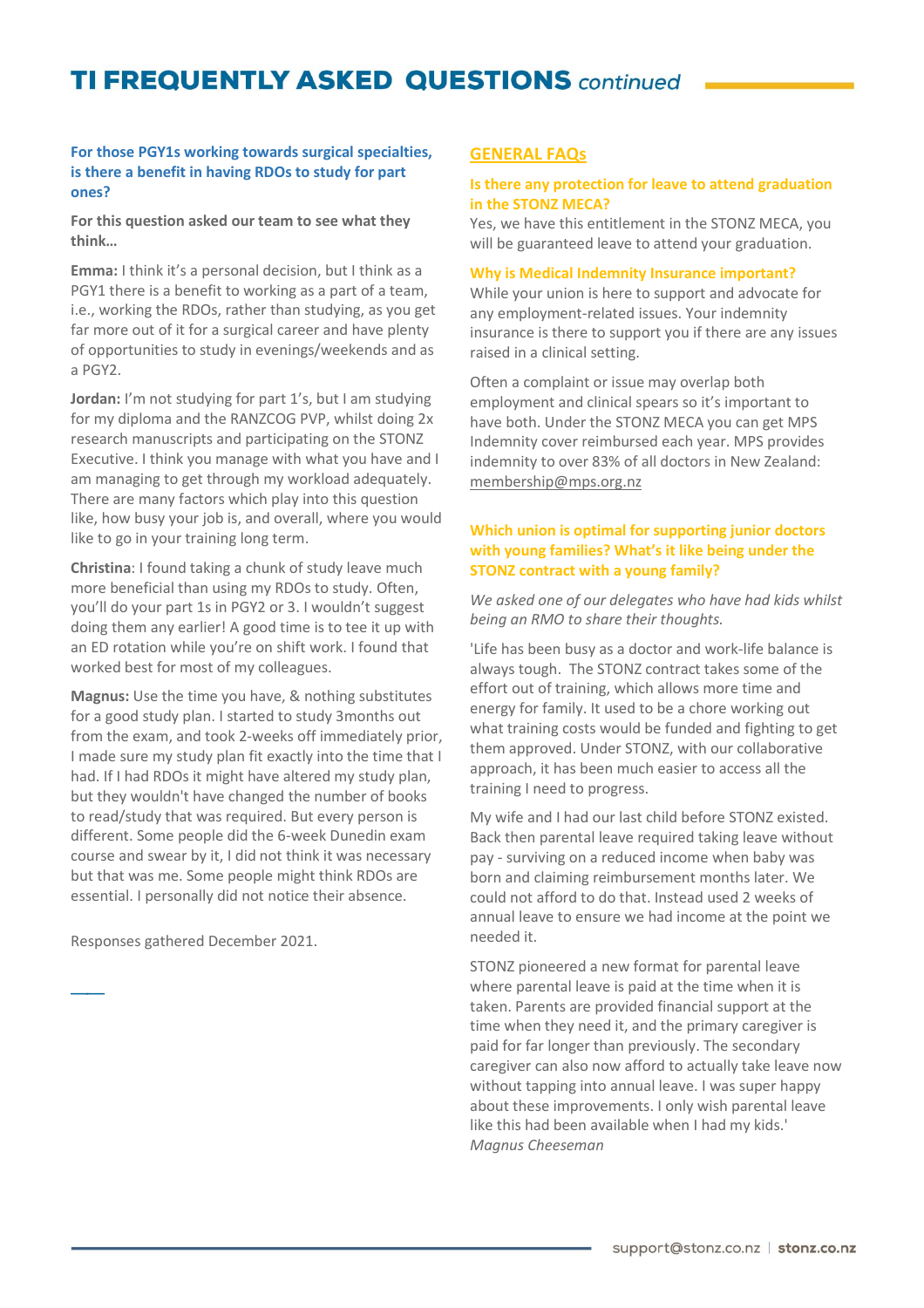# TI FREQUENTLY ASKED QUESTIONS *continued*

### For those PGY1s working towards surgical specialties, is there a benefit in having RDOs to study for part ones?

**For this question asked our team to see what they think…**

**Emma:** I think it's a personal decision, but I think as a PGY1 there is a benefit to working as a part of a team, i.e., working the RDOs, rather than studying, as you get far more out of it for a surgical career and have plenty of opportunities to study in evenings/weekends and as a PGY2.

**Jordan:** I'm not studying for part 1's, but I am studying for my diploma and the RANZCOG PVP, whilst doing 2x research manuscripts and participating on the STONZ Executive. I think you manage with what you have and I am managing to get through my workload adequately. There are many factors which play into this question like, how busy your job is, and overall, where you would like to go in your training long term.

**Christina**: I found taking a chunk of study leave much more beneficial than using my RDOs to study. Often, you'll do your part 1s in PGY2 or 3. I wouldn't suggest doing them any earlier! A good time is to tee it up with an ED rotation while you're on shift work. I found that worked best for most of my colleagues.

**Magnus:** Use the time you have, & nothing substitutes for a good study plan. I started to study 3months out from the exam, and took 2-weeks off immediately prior, I made sure my study plan fit exactly into the time that I had. If I had RDOs it might have altered my study plan, but they wouldn't have changed the number of books to read/study that was required. But every person is different. Some people did the 6-week Dunedin exam course and swear by it, I did not think it was necessary but that was me. Some people might think RDOs are essential. I personally did not notice their absence.

Responses gathered December 2021.

## GENERAL FAQs

### Is there any protection for leave to attend graduation in the STONZ MECA?

Yes, we have this entitlement in the STONZ MECA, you will be guaranteed leave to attend your graduation.

### Why is Medical Indemnity Insurance important?

While your union is here to support and advocate for any employment-related issues. Your indemnity insurance is there to support you if there are any issues raised in a clinical setting.

Often a complaint or issue may overlap both employment and clinical spears so it's important to have both. Under the STONZ MECA you can get MPS Indemnity cover reimbursed each year. MPS provides indemnity to over 83% of all doctors in New Zealand: membership@mps.org.nz

### Which union is optimal for supporting junior doctors with young families? What's it like being under the STONZ contract with a young family?

*We asked one of our delegates who have had kids whilst being an RMO to share their thoughts.*

'Life has been busy as a doctor and work-life balance is always tough. The STONZ contract takes some of the effort out of training, which allows more time and energy for family. It used to be a chore working out what training costs would be funded and fighting to get them approved. Under STONZ, with our collaborative approach, it has been much easier to access all the training I need to progress.

My wife and I had our last child before STONZ existed. Back then parental leave required taking leave without pay - surviving on a reduced income when baby was born and claiming reimbursement months later. We could not afford to do that. Instead used 2 weeks of annual leave to ensure we had income at the point we needed it.

STONZ pioneered a new format for parental leave where parental leave is paid at the time when it is taken. Parents are provided financial support at the time when they need it, and the primary caregiver is paid for far longer than previously. The secondary caregiver can also now afford to actually take leave now without tapping into annual leave. I was super happy about these improvements. I only wish parental leave like this had been available when I had my kids.'
*Magnus Cheeseman*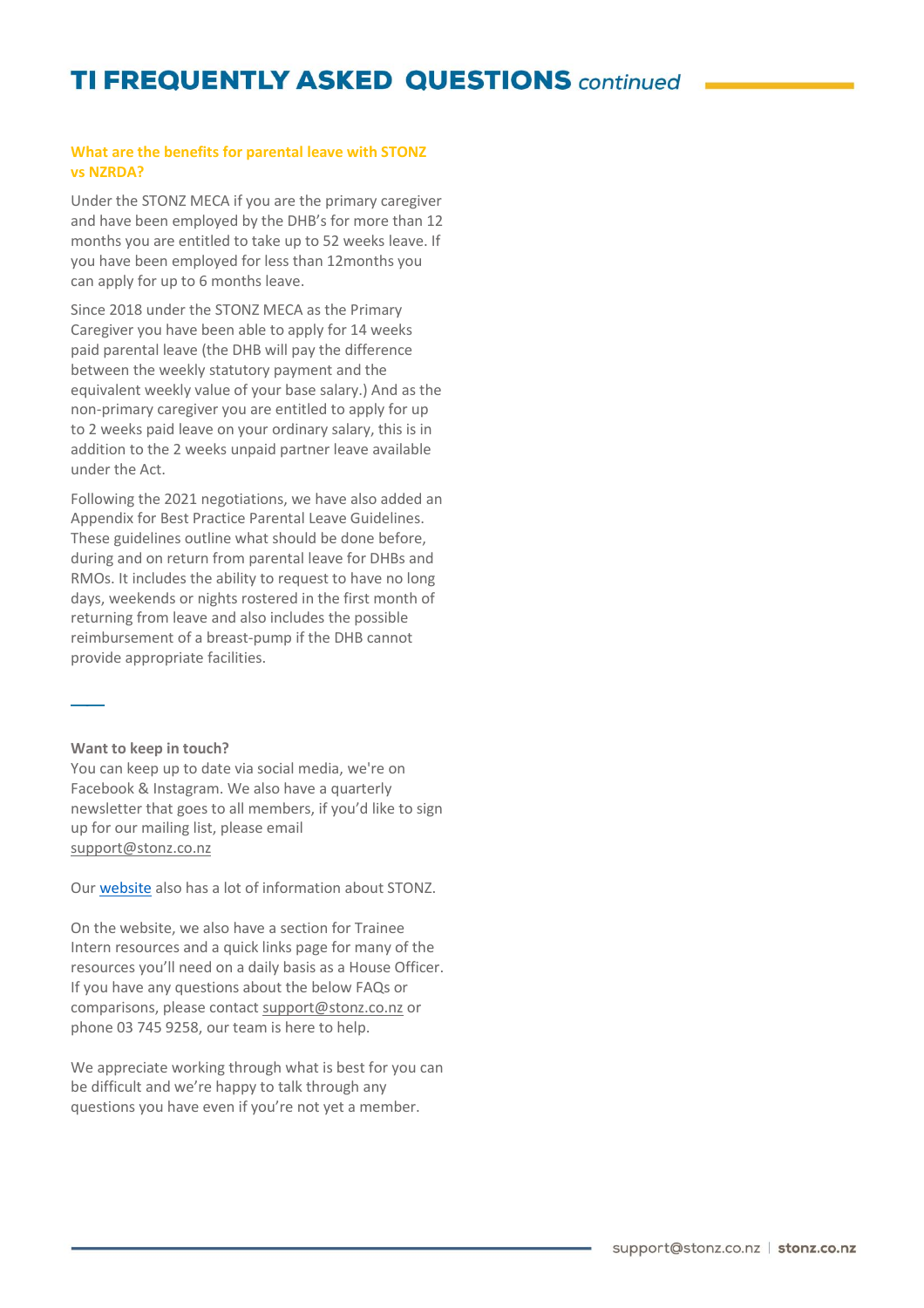# TI FREQUENTLY ASKED QUESTIONS *continued*

### What are the benefits for parental leave with STONZ vs NZRDA?

Under the STONZ MECA if you are the primary caregiver and have been employed by the DHB's for more than 12 months you are entitled to take up to 52 weeks leave. If you have been employed for less than 12months you can apply for up to 6 months leave.

Since 2018 under the STONZ MECA as the Primary Caregiver you have been able to apply for 14 weeks paid parental leave (the DHB will pay the difference between the weekly statutory payment and the equivalent weekly value of your base salary.) And as the non-primary caregiver you are entitled to apply for up to 2 weeks paid leave on your ordinary salary, this is in addition to the 2 weeks unpaid partner leave available under the Act.

Following the 2021 negotiations, we have also added an Appendix for Best Practice Parental Leave Guidelines. These guidelines outline what should be done before, during and on return from parental leave for DHBs and RMOs. It includes the ability to request to have no long days, weekends or nights rostered in the first month of returning from leave and also includes the possible reimbursement of a breast-pump if the DHB cannot provide appropriate facilities.

---

**Want to keep in touch?**
You can keep up to date via social media, we're on Facebook & Instagram. We also have a quarterly newsletter that goes to all members, if you'd like to sign up for our mailing list, please email support@stonz.co.nz

Our website also has a lot of information about STONZ.

On the website, we also have a section for Trainee Intern resources and a quick links page for many of the resources you'll need on a daily basis as a House Officer. If you have any questions about the below FAQs or comparisons, please contact support@stonz.co.nz or phone 03 745 9258, our team is here to help.

We appreciate working through what is best for you can be difficult and we're happy to talk through any questions you have even if you're not yet a member.